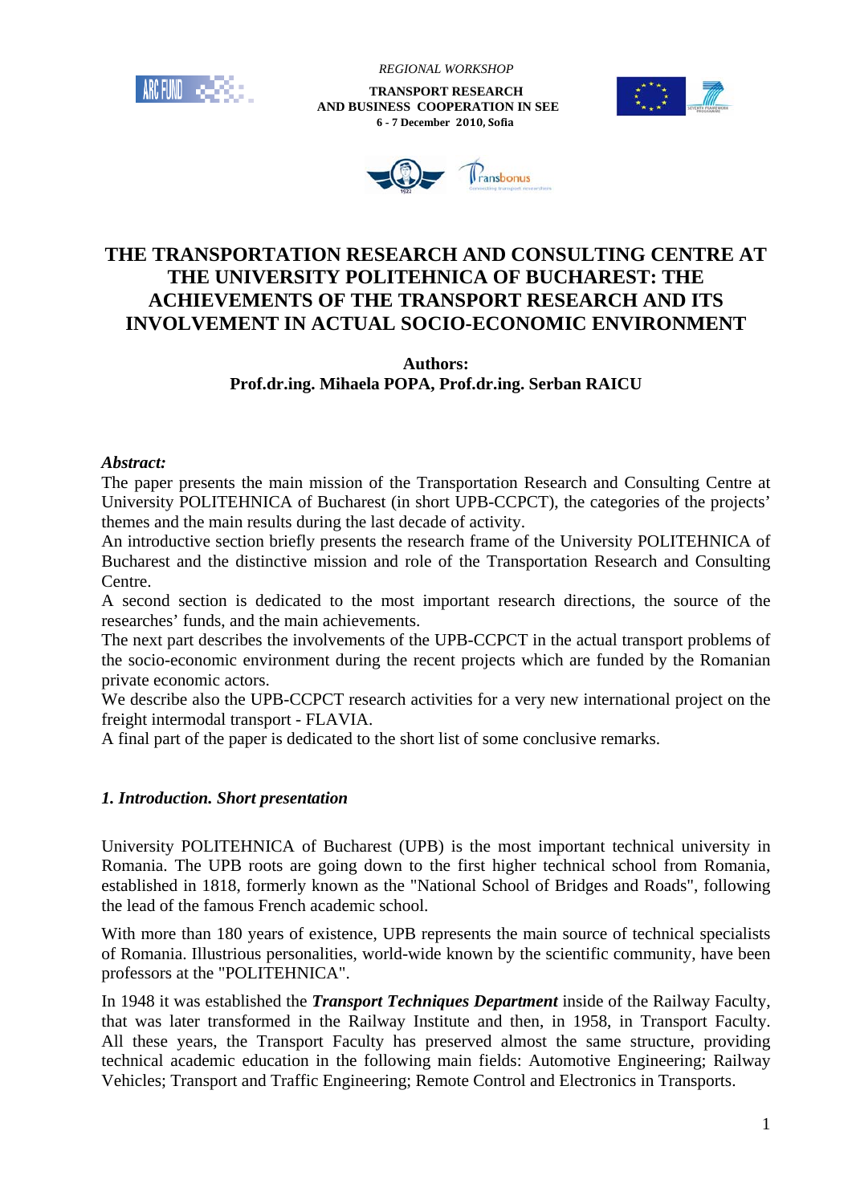*REGIONAL WORKSHOP*

**TRANSPORT RESEARCH AND BUSINESS COOPERATION IN SEE**
**6 - 7 December 2010, Sofia**

# THE TRANSPORTATION RESEARCH AND CONSULTING CENTRE AT THE UNIVERSITY POLITEHNICA OF BUCHAREST: THE ACHIEVEMENTS OF THE TRANSPORT RESEARCH AND ITS INVOLVEMENT IN ACTUAL SOCIO-ECONOMIC ENVIRONMENT

**Authors:**
**Prof.dr.ing. Mihaela POPA, Prof.dr.ing. Serban RAICU**

***Abstract:***

The paper presents the main mission of the Transportation Research and Consulting Centre at University POLITEHNICA of Bucharest (in short UPB-CCPCT), the categories of the projects' themes and the main results during the last decade of activity.

An introductive section briefly presents the research frame of the University POLITEHNICA of Bucharest and the distinctive mission and role of the Transportation Research and Consulting Centre.

A second section is dedicated to the most important research directions, the source of the researches' funds, and the main achievements.

The next part describes the involvements of the UPB-CCPCT in the actual transport problems of the socio-economic environment during the recent projects which are funded by the Romanian private economic actors.

We describe also the UPB-CCPCT research activities for a very new international project on the freight intermodal transport - FLAVIA.

A final part of the paper is dedicated to the short list of some conclusive remarks.

## *1. Introduction. Short presentation*

University POLITEHNICA of Bucharest (UPB) is the most important technical university in Romania. The UPB roots are going down to the first higher technical school from Romania, established in 1818, formerly known as the "National School of Bridges and Roads", following the lead of the famous French academic school.

With more than 180 years of existence, UPB represents the main source of technical specialists of Romania. Illustrious personalities, world-wide known by the scientific community, have been professors at the "POLITEHNICA".

In 1948 it was established the ***Transport Techniques Department*** inside of the Railway Faculty, that was later transformed in the Railway Institute and then, in 1958, in Transport Faculty. All these years, the Transport Faculty has preserved almost the same structure, providing technical academic education in the following main fields: Automotive Engineering; Railway Vehicles; Transport and Traffic Engineering; Remote Control and Electronics in Transports.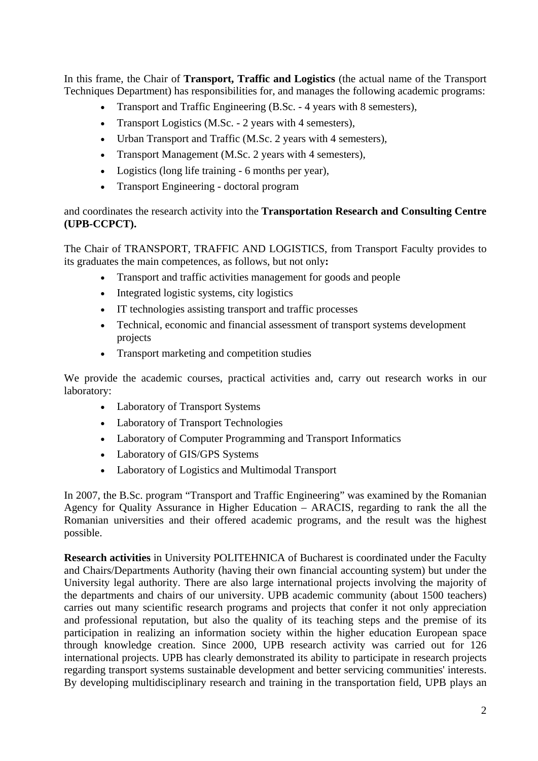In this frame, the Chair of **Transport, Traffic and Logistics** (the actual name of the Transport Techniques Department) has responsibilities for, and manages the following academic programs:

- Transport and Traffic Engineering (B.Sc. - 4 years with 8 semesters),
- Transport Logistics (M.Sc. - 2 years with 4 semesters),
- Urban Transport and Traffic (M.Sc. 2 years with 4 semesters),
- Transport Management (M.Sc. 2 years with 4 semesters),
- Logistics (long life training - 6 months per year),
- Transport Engineering - doctoral program

and coordinates the research activity into the **Transportation Research and Consulting Centre (UPB-CCPCT).**

The Chair of TRANSPORT, TRAFFIC AND LOGISTICS, from Transport Faculty provides to its graduates the main competences, as follows, but not only**:**

- Transport and traffic activities management for goods and people
- Integrated logistic systems, city logistics
- IT technologies assisting transport and traffic processes
- Technical, economic and financial assessment of transport systems development projects
- Transport marketing and competition studies

We provide the academic courses, practical activities and, carry out research works in our laboratory:

- Laboratory of Transport Systems
- Laboratory of Transport Technologies
- Laboratory of Computer Programming and Transport Informatics
- Laboratory of GIS/GPS Systems
- Laboratory of Logistics and Multimodal Transport

In 2007, the B.Sc. program "Transport and Traffic Engineering" was examined by the Romanian Agency for Quality Assurance in Higher Education – ARACIS, regarding to rank the all the Romanian universities and their offered academic programs, and the result was the highest possible.

**Research activities** in University POLITEHNICA of Bucharest is coordinated under the Faculty and Chairs/Departments Authority (having their own financial accounting system) but under the University legal authority. There are also large international projects involving the majority of the departments and chairs of our university. UPB academic community (about 1500 teachers) carries out many scientific research programs and projects that confer it not only appreciation and professional reputation, but also the quality of its teaching steps and the premise of its participation in realizing an information society within the higher education European space through knowledge creation. Since 2000, UPB research activity was carried out for 126 international projects. UPB has clearly demonstrated its ability to participate in research projects regarding transport systems sustainable development and better servicing communities' interests. By developing multidisciplinary research and training in the transportation field, UPB plays an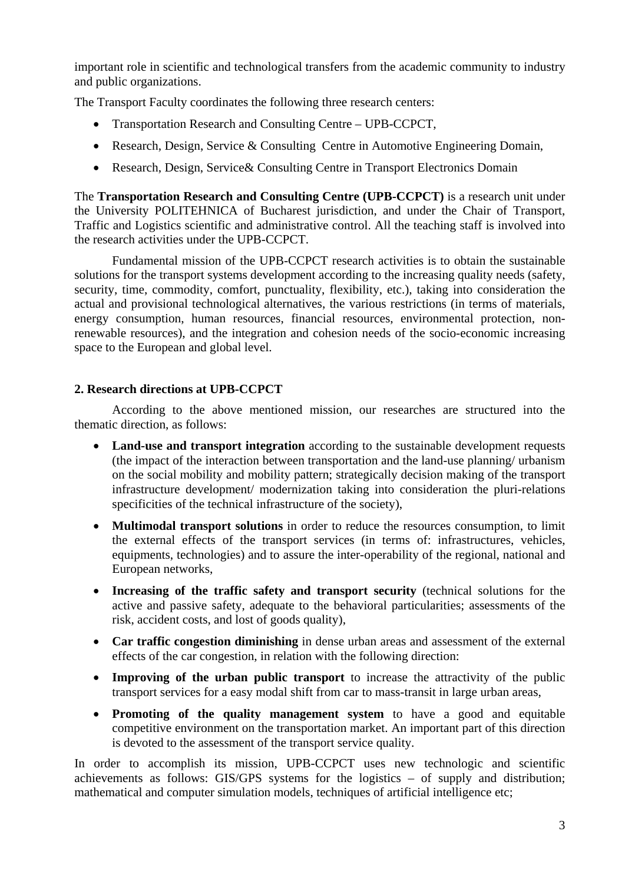important role in scientific and technological transfers from the academic community to industry and public organizations.

The Transport Faculty coordinates the following three research centers:

- Transportation Research and Consulting Centre – UPB-CCPCT,
- Research, Design, Service & Consulting Centre in Automotive Engineering Domain,
- Research, Design, Service& Consulting Centre in Transport Electronics Domain

The **Transportation Research and Consulting Centre (UPB-CCPCT)** is a research unit under the University POLITEHNICA of Bucharest jurisdiction, and under the Chair of Transport, Traffic and Logistics scientific and administrative control. All the teaching staff is involved into the research activities under the UPB-CCPCT.

Fundamental mission of the UPB-CCPCT research activities is to obtain the sustainable solutions for the transport systems development according to the increasing quality needs (safety, security, time, commodity, comfort, punctuality, flexibility, etc.), taking into consideration the actual and provisional technological alternatives, the various restrictions (in terms of materials, energy consumption, human resources, financial resources, environmental protection, non-renewable resources), and the integration and cohesion needs of the socio-economic increasing space to the European and global level.

## 2. Research directions at UPB-CCPCT

According to the above mentioned mission, our researches are structured into the thematic direction, as follows:

- **Land-use and transport integration** according to the sustainable development requests (the impact of the interaction between transportation and the land-use planning/ urbanism on the social mobility and mobility pattern; strategically decision making of the transport infrastructure development/ modernization taking into consideration the pluri-relations specificities of the technical infrastructure of the society),
- **Multimodal transport solutions** in order to reduce the resources consumption, to limit the external effects of the transport services (in terms of: infrastructures, vehicles, equipments, technologies) and to assure the inter-operability of the regional, national and European networks,
- **Increasing of the traffic safety and transport security** (technical solutions for the active and passive safety, adequate to the behavioral particularities; assessments of the risk, accident costs, and lost of goods quality),
- **Car traffic congestion diminishing** in dense urban areas and assessment of the external effects of the car congestion, in relation with the following direction:
- **Improving of the urban public transport** to increase the attractivity of the public transport services for a easy modal shift from car to mass-transit in large urban areas,
- **Promoting of the quality management system** to have a good and equitable competitive environment on the transportation market. An important part of this direction is devoted to the assessment of the transport service quality.

In order to accomplish its mission, UPB-CCPCT uses new technologic and scientific achievements as follows: GIS/GPS systems for the logistics – of supply and distribution; mathematical and computer simulation models, techniques of artificial intelligence etc;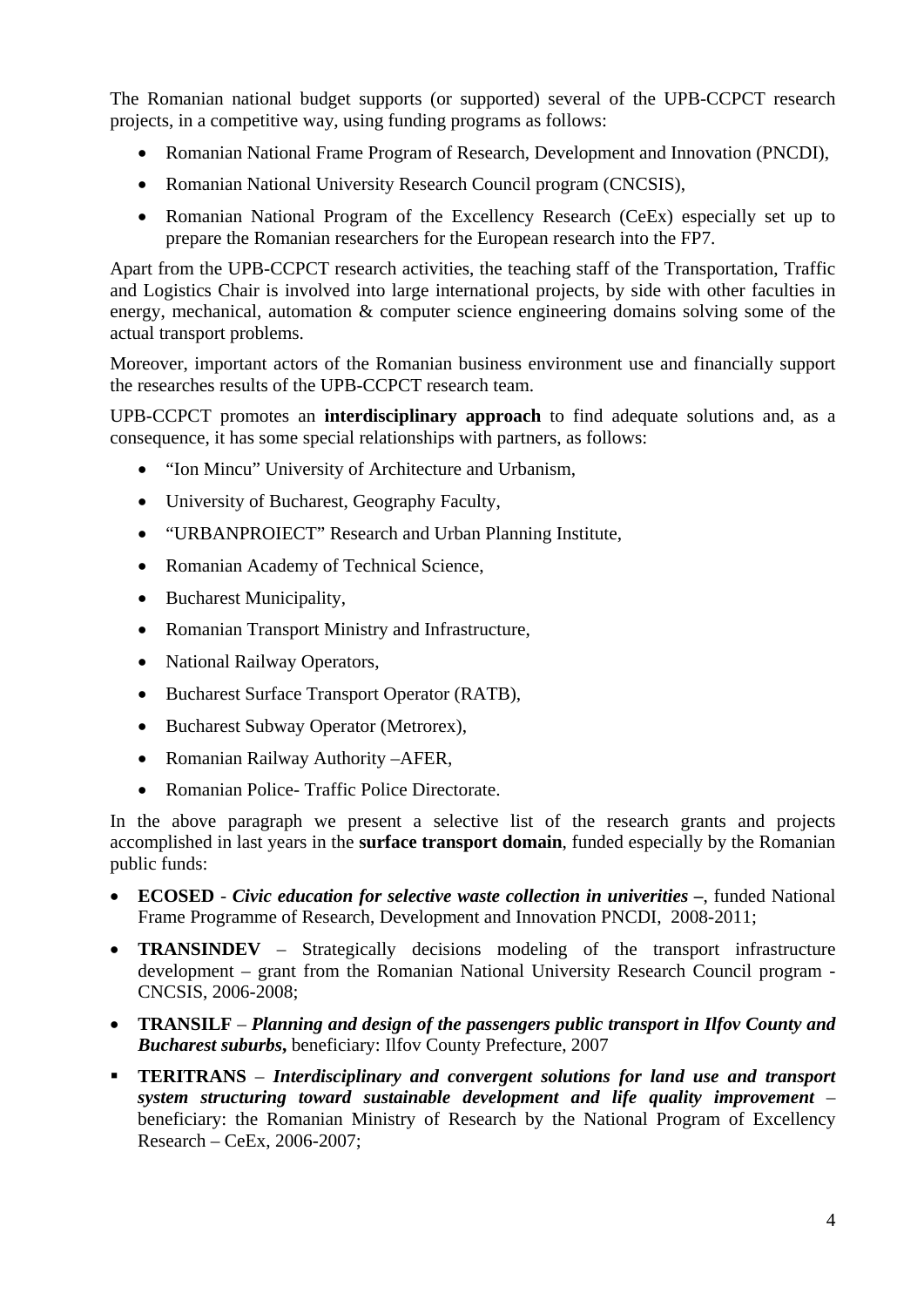The Romanian national budget supports (or supported) several of the UPB-CCPCT research projects, in a competitive way, using funding programs as follows:

- Romanian National Frame Program of Research, Development and Innovation (PNCDI),
- Romanian National University Research Council program (CNCSIS),
- Romanian National Program of the Excellency Research (CeEx) especially set up to prepare the Romanian researchers for the European research into the FP7.

Apart from the UPB-CCPCT research activities, the teaching staff of the Transportation, Traffic and Logistics Chair is involved into large international projects, by side with other faculties in energy, mechanical, automation & computer science engineering domains solving some of the actual transport problems.

Moreover, important actors of the Romanian business environment use and financially support the researches results of the UPB-CCPCT research team.

UPB-CCPCT promotes an **interdisciplinary approach** to find adequate solutions and, as a consequence, it has some special relationships with partners, as follows:

- "Ion Mincu" University of Architecture and Urbanism,
- University of Bucharest, Geography Faculty,
- "URBANPROIECT" Research and Urban Planning Institute,
- Romanian Academy of Technical Science,
- Bucharest Municipality,
- Romanian Transport Ministry and Infrastructure,
- National Railway Operators,
- Bucharest Surface Transport Operator (RATB),
- Bucharest Subway Operator (Metrorex),
- Romanian Railway Authority –AFER,
- Romanian Police- Traffic Police Directorate.

In the above paragraph we present a selective list of the research grants and projects accomplished in last years in the **surface transport domain**, funded especially by the Romanian public funds:

- **ECOSED** - ***Civic education for selective waste collection in univerities –***, funded National Frame Programme of Research, Development and Innovation PNCDI, 2008-2011;
- **TRANSINDEV** – Strategically decisions modeling of the transport infrastructure development – grant from the Romanian National University Research Council program - CNCSIS, 2006-2008;
- **TRANSILF** – ***Planning and design of the passengers public transport in Ilfov County and Bucharest suburbs*****,** beneficiary: Ilfov County Prefecture, 2007
- **TERITRANS** – ***Interdisciplinary and convergent solutions for land use and transport system structuring toward sustainable development and life quality improvement*** – beneficiary: the Romanian Ministry of Research by the National Program of Excellency Research – CeEx, 2006-2007;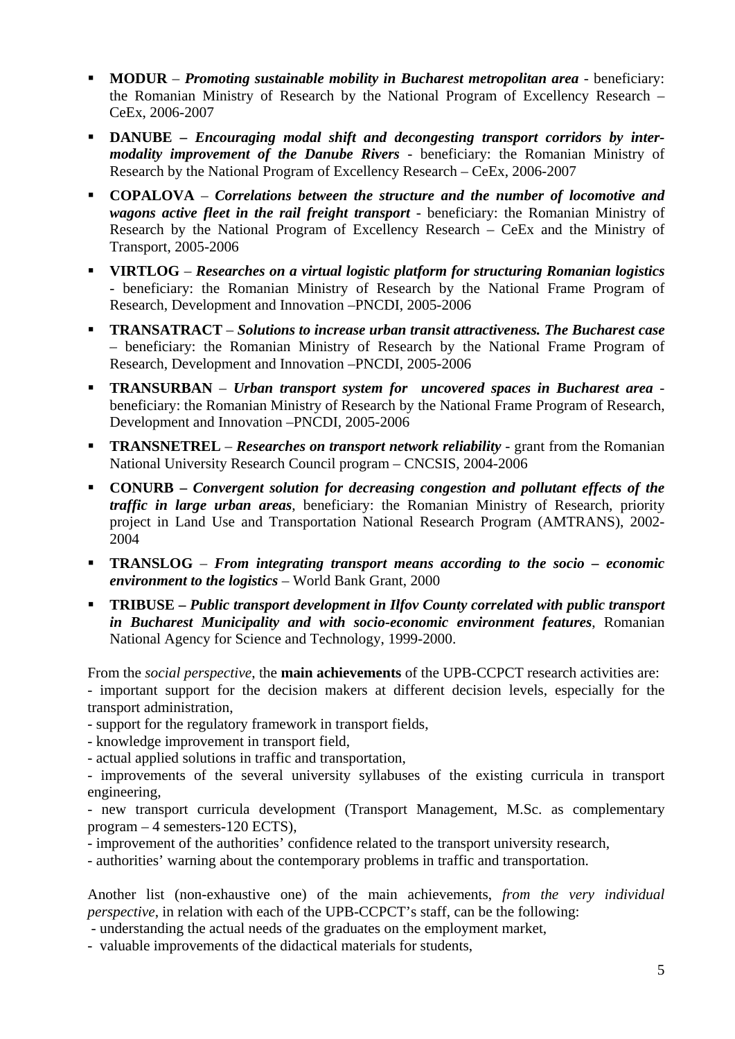- **MODUR** – ***Promoting sustainable mobility in Bucharest metropolitan area*** - beneficiary: the Romanian Ministry of Research by the National Program of Excellency Research – CeEx, 2006-2007
- **DANUBE – *Encouraging modal shift and decongesting transport corridors by inter-modality improvement of the Danube Rivers*** - beneficiary: the Romanian Ministry of Research by the National Program of Excellency Research – CeEx, 2006-2007
- **COPALOVA** – ***Correlations between the structure and the number of locomotive and wagons active fleet in the rail freight transport*** - beneficiary: the Romanian Ministry of Research by the National Program of Excellency Research – CeEx and the Ministry of Transport, 2005-2006
- **VIRTLOG** – ***Researches on a virtual logistic platform for structuring Romanian logistics*** - beneficiary: the Romanian Ministry of Research by the National Frame Program of Research, Development and Innovation –PNCDI, 2005-2006
- **TRANSATRACT** – ***Solutions to increase urban transit attractiveness. The Bucharest case*** – beneficiary: the Romanian Ministry of Research by the National Frame Program of Research, Development and Innovation –PNCDI, 2005-2006
- **TRANSURBAN** – ***Urban transport system for uncovered spaces in Bucharest area*** - beneficiary: the Romanian Ministry of Research by the National Frame Program of Research, Development and Innovation –PNCDI, 2005-2006
- **TRANSNETREL** – ***Researches on transport network reliability*** - grant from the Romanian National University Research Council program – CNCSIS, 2004-2006
- **CONURB – *Convergent solution for decreasing congestion and pollutant effects of the traffic in large urban areas***, beneficiary: the Romanian Ministry of Research, priority project in Land Use and Transportation National Research Program (AMTRANS), 2002-2004
- **TRANSLOG** – ***From integrating transport means according to the socio – economic environment to the logistics*** – World Bank Grant, 2000
- **TRIBUSE – *Public transport development in Ilfov County correlated with public transport in Bucharest Municipality and with socio-economic environment features***, Romanian National Agency for Science and Technology, 1999-2000.

From the *social perspective*, the **main achievements** of the UPB-CCPCT research activities are:
- important support for the decision makers at different decision levels, especially for the transport administration,
- support for the regulatory framework in transport fields,
- knowledge improvement in transport field,
- actual applied solutions in traffic and transportation,
- improvements of the several university syllabuses of the existing curricula in transport engineering,
- new transport curricula development (Transport Management, M.Sc. as complementary program – 4 semesters-120 ECTS),
- improvement of the authorities' confidence related to the transport university research,
- authorities' warning about the contemporary problems in traffic and transportation.

Another list (non-exhaustive one) of the main achievements, *from the very individual perspective*, in relation with each of the UPB-CCPCT's staff, can be the following:
- understanding the actual needs of the graduates on the employment market,
- valuable improvements of the didactical materials for students,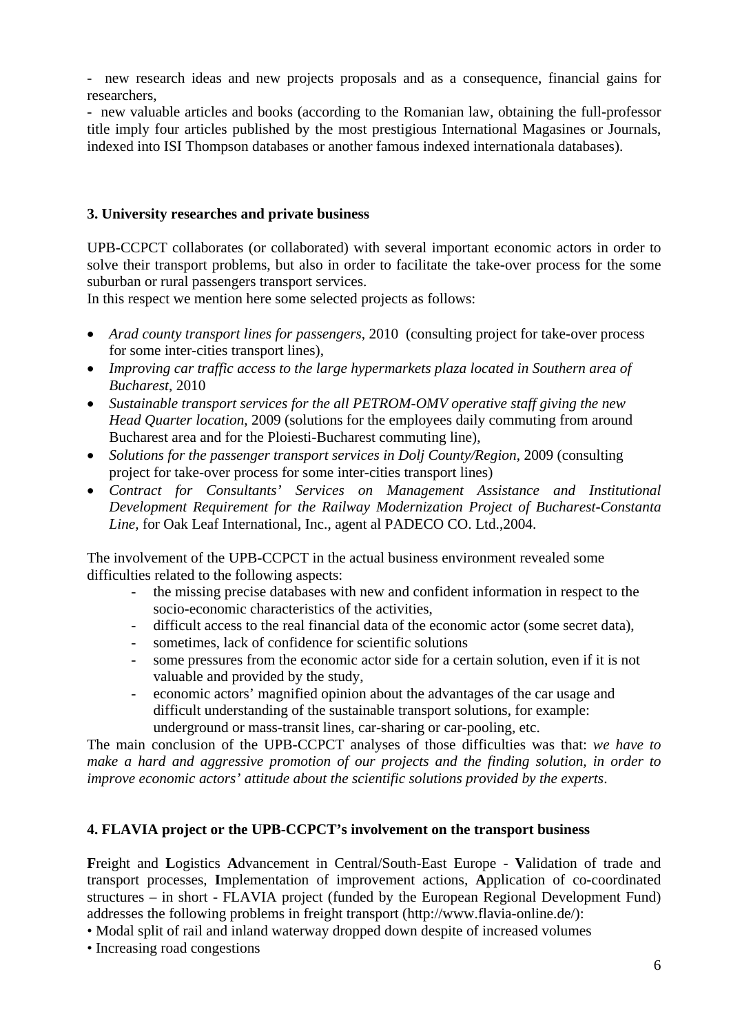- new research ideas and new projects proposals and as a consequence, financial gains for researchers,
- new valuable articles and books (according to the Romanian law, obtaining the full-professor title imply four articles published by the most prestigious International Magasines or Journals, indexed into ISI Thompson databases or another famous indexed internationala databases).

### 3. University researches and private business

UPB-CCPCT collaborates (or collaborated) with several important economic actors in order to solve their transport problems, but also in order to facilitate the take-over process for the some suburban or rural passengers transport services.
In this respect we mention here some selected projects as follows:

- *Arad county transport lines for passengers*, 2010 (consulting project for take-over process for some inter-cities transport lines),
- *Improving car traffic access to the large hypermarkets plaza located in Southern area of Bucharest*, 2010
- *Sustainable transport services for the all PETROM-OMV operative staff giving the new Head Quarter location*, 2009 (solutions for the employees daily commuting from around Bucharest area and for the Ploiesti-Bucharest commuting line),
- *Solutions for the passenger transport services in Dolj County/Region*, 2009 (consulting project for take-over process for some inter-cities transport lines)
- *Contract for Consultants' Services on Management Assistance and Institutional Development Requirement for the Railway Modernization Project of Bucharest-Constanta Line,* for Oak Leaf International, Inc., agent al PADECO CO. Ltd.,2004.

The involvement of the UPB-CCPCT in the actual business environment revealed some difficulties related to the following aspects:

- the missing precise databases with new and confident information in respect to the socio-economic characteristics of the activities,
- difficult access to the real financial data of the economic actor (some secret data),
- sometimes, lack of confidence for scientific solutions
- some pressures from the economic actor side for a certain solution, even if it is not valuable and provided by the study,
- economic actors' magnified opinion about the advantages of the car usage and difficult understanding of the sustainable transport solutions, for example: underground or mass-transit lines, car-sharing or car-pooling, etc.

The main conclusion of the UPB-CCPCT analyses of those difficulties was that: *we have to make a hard and aggressive promotion of our projects and the finding solution, in order to improve economic actors' attitude about the scientific solutions provided by the experts*.

### 4. FLAVIA project or the UPB-CCPCT's involvement on the transport business

**F**reight and **L**ogistics **A**dvancement in Central/South-East Europe - **V**alidation of trade and transport processes, **I**mplementation of improvement actions, **A**pplication of co-coordinated structures – in short - FLAVIA project (funded by the European Regional Development Fund) addresses the following problems in freight transport (http://www.flavia-online.de/):

• Modal split of rail and inland waterway dropped down despite of increased volumes
• Increasing road congestions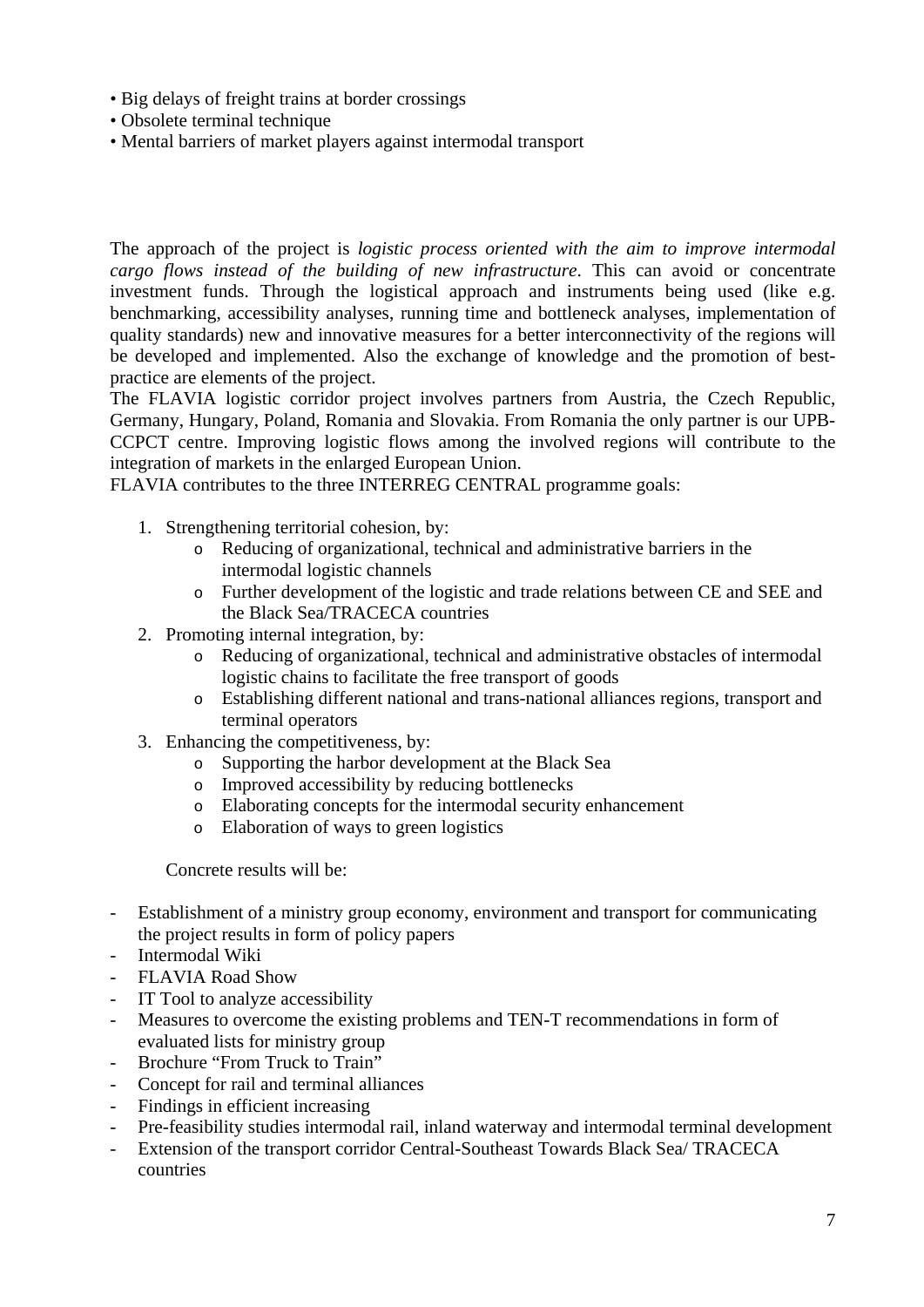- Big delays of freight trains at border crossings
- Obsolete terminal technique
- Mental barriers of market players against intermodal transport

The approach of the project is *logistic process oriented with the aim to improve intermodal cargo flows instead of the building of new infrastructure*. This can avoid or concentrate investment funds. Through the logistical approach and instruments being used (like e.g. benchmarking, accessibility analyses, running time and bottleneck analyses, implementation of quality standards) new and innovative measures for a better interconnectivity of the regions will be developed and implemented. Also the exchange of knowledge and the promotion of best-practice are elements of the project.

The FLAVIA logistic corridor project involves partners from Austria, the Czech Republic, Germany, Hungary, Poland, Romania and Slovakia. From Romania the only partner is our UPB-CCPCT centre. Improving logistic flows among the involved regions will contribute to the integration of markets in the enlarged European Union.

FLAVIA contributes to the three INTERREG CENTRAL programme goals:

1. Strengthening territorial cohesion, by:
   - Reducing of organizational, technical and administrative barriers in the intermodal logistic channels
   - Further development of the logistic and trade relations between CE and SEE and the Black Sea/TRACECA countries
2. Promoting internal integration, by:
   - Reducing of organizational, technical and administrative obstacles of intermodal logistic chains to facilitate the free transport of goods
   - Establishing different national and trans-national alliances regions, transport and terminal operators
3. Enhancing the competitiveness, by:
   - Supporting the harbor development at the Black Sea
   - Improved accessibility by reducing bottlenecks
   - Elaborating concepts for the intermodal security enhancement
   - Elaboration of ways to green logistics

Concrete results will be:

- Establishment of a ministry group economy, environment and transport for communicating the project results in form of policy papers
- Intermodal Wiki
- FLAVIA Road Show
- IT Tool to analyze accessibility
- Measures to overcome the existing problems and TEN-T recommendations in form of evaluated lists for ministry group
- Brochure "From Truck to Train"
- Concept for rail and terminal alliances
- Findings in efficient increasing
- Pre-feasibility studies intermodal rail, inland waterway and intermodal terminal development
- Extension of the transport corridor Central-Southeast Towards Black Sea/ TRACECA countries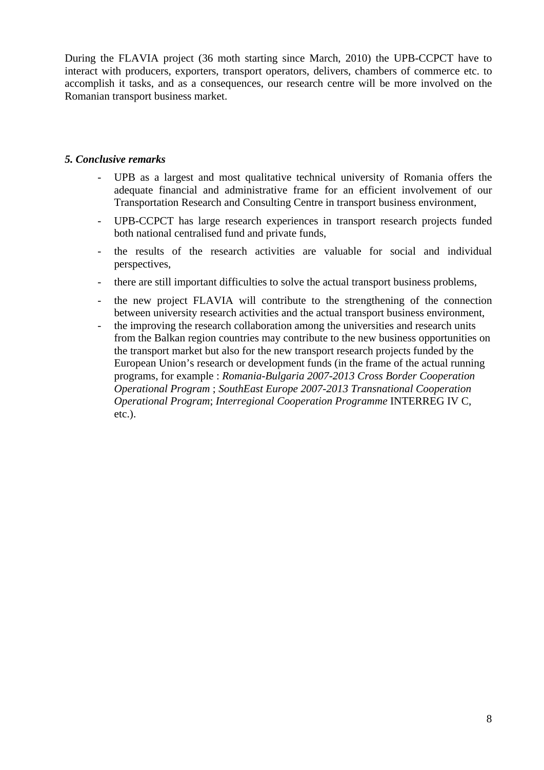During the FLAVIA project (36 moth starting since March, 2010) the UPB-CCPCT have to interact with producers, exporters, transport operators, delivers, chambers of commerce etc. to accomplish it tasks, and as a consequences, our research centre will be more involved on the Romanian transport business market.

### *5. Conclusive remarks*

- UPB as a largest and most qualitative technical university of Romania offers the adequate financial and administrative frame for an efficient involvement of our Transportation Research and Consulting Centre in transport business environment,
- UPB-CCPCT has large research experiences in transport research projects funded both national centralised fund and private funds,
- the results of the research activities are valuable for social and individual perspectives,
- there are still important difficulties to solve the actual transport business problems,
- the new project FLAVIA will contribute to the strengthening of the connection between university research activities and the actual transport business environment,
- the improving the research collaboration among the universities and research units from the Balkan region countries may contribute to the new business opportunities on the transport market but also for the new transport research projects funded by the European Union's research or development funds (in the frame of the actual running programs, for example : *Romania-Bulgaria 2007-2013 Cross Border Cooperation Operational Program* ; *SouthEast Europe 2007-2013 Transnational Cooperation Operational Program*; *Interregional Cooperation Programme* INTERREG IV C, etc.).